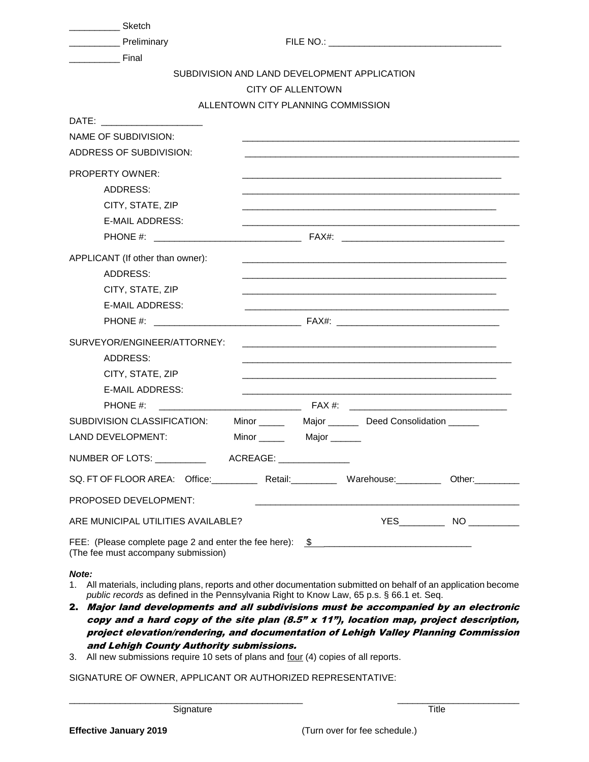__________ Sketch

__________ Preliminary                                                    FILE NO.: ________________________________

__________ Final

SUBDIVISION AND LAND DEVELOPMENT APPLICATION

CITY OF ALLENTOWN

ALLENTOWN CITY PLANNING COMMISSION

DATE: ____________________

NAME OF SUBDIVISION: ________________________________________________

ADDRESS OF SUBDIVISION: ________________________________________________

PROPERTY OWNER: ________________________________________________

ADDRESS: ________________________________________________

CITY, STATE, ZIP ________________________________________________

E-MAIL ADDRESS: ________________________________________________

PHONE #: ____________________________ FAX#: ________________________________

APPLICANT (If other than owner): ________________________________________________

ADDRESS: ________________________________________________

CITY, STATE, ZIP ________________________________________________

E-MAIL ADDRESS: ________________________________________________

PHONE #: ____________________________ FAX#: ________________________________

SURVEYOR/ENGINEER/ATTORNEY: ________________________________________________

ADDRESS: ________________________________________________

CITY, STATE, ZIP ________________________________________________

E-MAIL ADDRESS: ________________________________________________

PHONE #: ____________________________ FAX #: ________________________________

SUBDIVISION CLASSIFICATION: Minor _____ Major ______ Deed Consolidation ______

LAND DEVELOPMENT: Minor _____ Major ______

NUMBER OF LOTS: __________ ACREAGE: ______________

SQ. FT OF FLOOR AREA: Office:_________ Retail:_________ Warehouse:_________ Other:_________

PROPOSED DEVELOPMENT: ________________________________________________

ARE MUNICIPAL UTILITIES AVAILABLE? YES_________ NO __________

FEE: (Please complete page 2 and enter the fee here): $ ______________________________
(The fee must accompany submission)

***Note:***

1. All materials, including plans, reports and other documentation submitted on behalf of an application become *public records* as defined in the Pennsylvania Right to Know Law, 65 p.s. § 66.1 et. Seq.
2. ***Major land developments and all subdivisions must be accompanied by an electronic copy and a hard copy of the site plan (8.5" x 11"), location map, project description, project elevation/rendering, and documentation of Lehigh Valley Planning Commission and Lehigh County Authority submissions.***
3. All new submissions require 10 sets of plans and four (4) copies of all reports.

SIGNATURE OF OWNER, APPLICANT OR AUTHORIZED REPRESENTATIVE:

______________________________________________          ________________________
Signature                                                                                    Title

**Effective January 2019**                                    (Turn over for fee schedule.)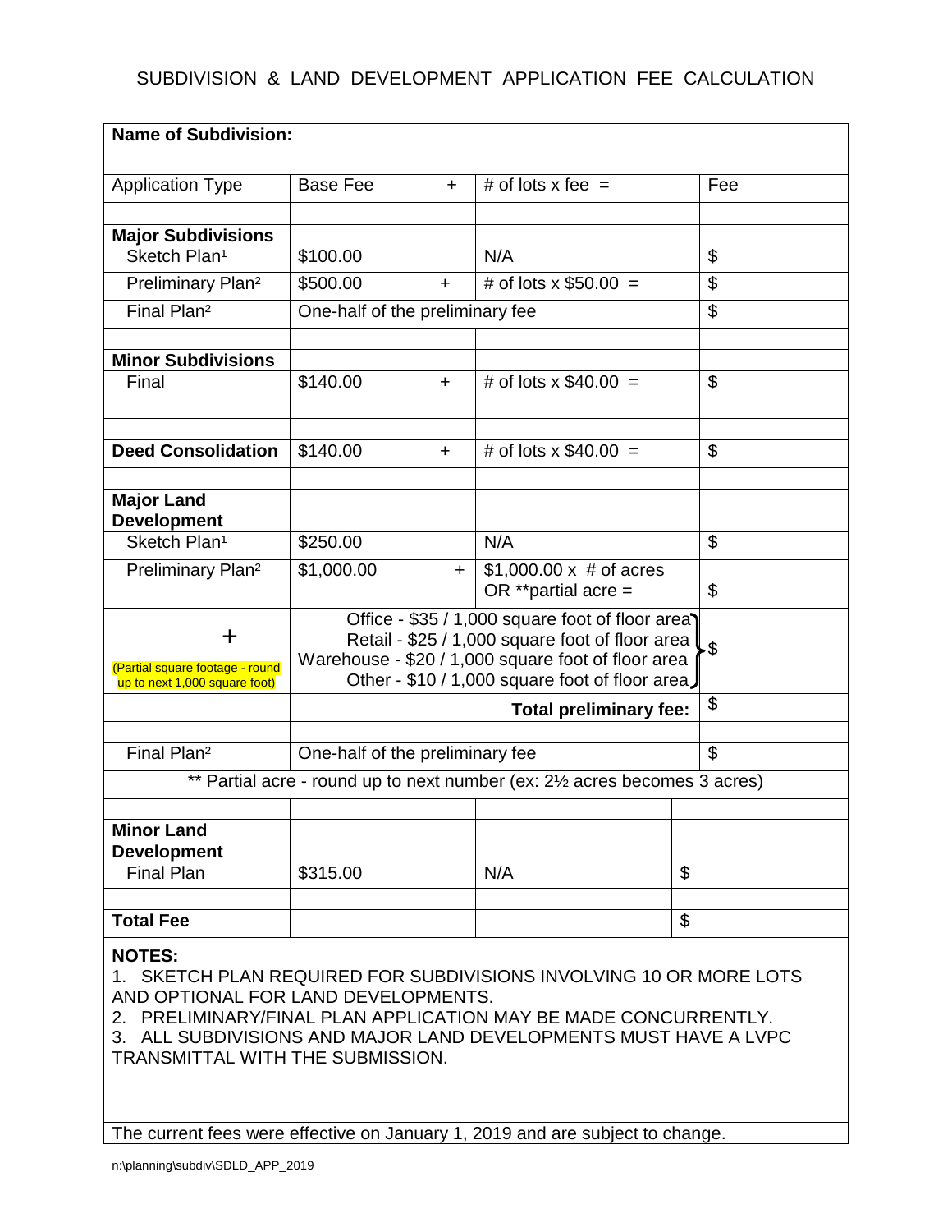# SUBDIVISION & LAND DEVELOPMENT APPLICATION FEE CALCULATION

| Name of Subdivision: | | | |
|---|---|---|---|
| Application Type | Base Fee + | # of lots x fee = | Fee |
| | | | |
| **Major Subdivisions** | | | |
| Sketch Plan[1] | $100.00 | N/A | $ |
| Preliminary Plan[2] | $500.00 + | # of lots x $50.00 = | $ |
| Final Plan[2] | One-half of the preliminary fee | | $ |
| | | | |
| **Minor Subdivisions** | | | |
| Final | $140.00 + | # of lots x $40.00 = | $ |
| | | | |
| | | | |
| **Deed Consolidation** | $140.00 + | # of lots x $40.00 = | $ |
| | | | |
| **Major Land Development** | | | |
| Sketch Plan[1] | $250.00 | N/A | $ |
| Preliminary Plan[2] | $1,000.00 + | $1,000.00 x # of acres OR **partial acre = | $ |
| + (Partial square footage - round up to next 1,000 square foot) | Office - $35 / 1,000 square foot of floor area<br>Retail - $25 / 1,000 square foot of floor area<br>Warehouse - $20 / 1,000 square foot of floor area<br>Other - $10 / 1,000 square foot of floor area | | $ |
| | | **Total preliminary fee:** | $ |
| | | | |
| Final Plan[2] | One-half of the preliminary fee | | $ |
| ** Partial acre - round up to next number (ex: 2½ acres becomes 3 acres) | | | |
| | | | |
| **Minor Land Development** | | | |
| Final Plan | $315.00 | N/A | $ |
| | | | |
| **Total Fee** | | | $ |

**NOTES:**

1. SKETCH PLAN REQUIRED FOR SUBDIVISIONS INVOLVING 10 OR MORE LOTS AND OPTIONAL FOR LAND DEVELOPMENTS.
2. PRELIMINARY/FINAL PLAN APPLICATION MAY BE MADE CONCURRENTLY.
3. ALL SUBDIVISIONS AND MAJOR LAND DEVELOPMENTS MUST HAVE A LVPC TRANSMITTAL WITH THE SUBMISSION.

The current fees were effective on January 1, 2019 and are subject to change.

n:\planning\subdiv\SDLD_APP_2019